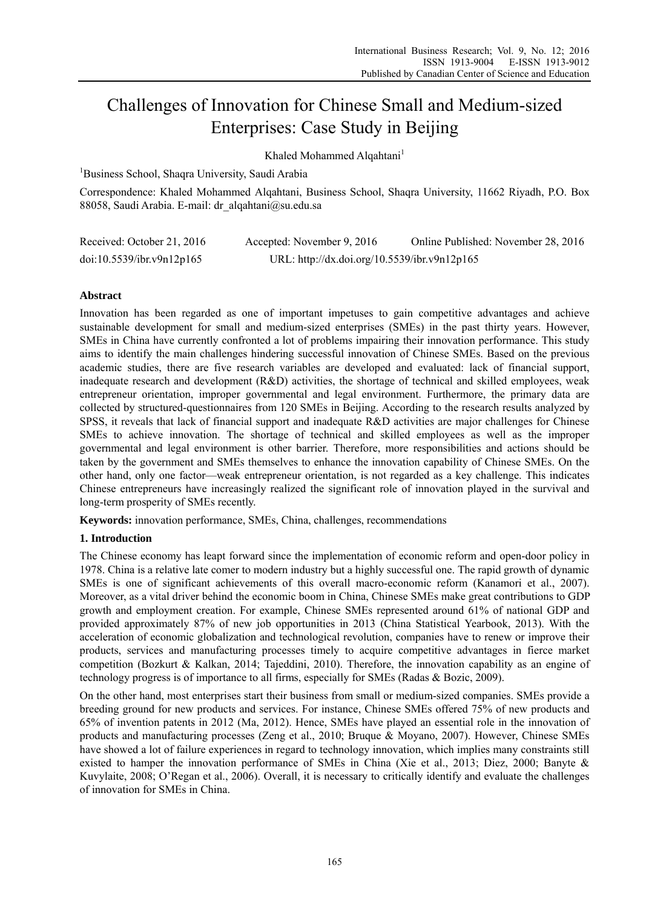# Challenges of Innovation for Chinese Small and Medium-sized Enterprises: Case Study in Beijing

Khaled Mohammed Alqahtani[1]

[1]Business School, Shaqra University, Saudi Arabia

Correspondence: Khaled Mohammed Alqahtani, Business School, Shaqra University, 11662 Riyadh, P.O. Box 88058, Saudi Arabia. E-mail: dr_alqahtani@su.edu.sa

Received: October 21, 2016 Accepted: November 9, 2016 Online Published: November 28, 2016

doi:10.5539/ibr.v9n12p165 URL: http://dx.doi.org/10.5539/ibr.v9n12p165

## Abstract

Innovation has been regarded as one of important impetuses to gain competitive advantages and achieve sustainable development for small and medium-sized enterprises (SMEs) in the past thirty years. However, SMEs in China have currently confronted a lot of problems impairing their innovation performance. This study aims to identify the main challenges hindering successful innovation of Chinese SMEs. Based on the previous academic studies, there are five research variables are developed and evaluated: lack of financial support, inadequate research and development (R&D) activities, the shortage of technical and skilled employees, weak entrepreneur orientation, improper governmental and legal environment. Furthermore, the primary data are collected by structured-questionnaires from 120 SMEs in Beijing. According to the research results analyzed by SPSS, it reveals that lack of financial support and inadequate R&D activities are major challenges for Chinese SMEs to achieve innovation. The shortage of technical and skilled employees as well as the improper governmental and legal environment is other barrier. Therefore, more responsibilities and actions should be taken by the government and SMEs themselves to enhance the innovation capability of Chinese SMEs. On the other hand, only one factor—weak entrepreneur orientation, is not regarded as a key challenge. This indicates Chinese entrepreneurs have increasingly realized the significant role of innovation played in the survival and long-term prosperity of SMEs recently.

**Keywords:** innovation performance, SMEs, China, challenges, recommendations

## 1. Introduction

The Chinese economy has leapt forward since the implementation of economic reform and open-door policy in 1978. China is a relative late comer to modern industry but a highly successful one. The rapid growth of dynamic SMEs is one of significant achievements of this overall macro-economic reform (Kanamori et al., 2007). Moreover, as a vital driver behind the economic boom in China, Chinese SMEs make great contributions to GDP growth and employment creation. For example, Chinese SMEs represented around 61% of national GDP and provided approximately 87% of new job opportunities in 2013 (China Statistical Yearbook, 2013). With the acceleration of economic globalization and technological revolution, companies have to renew or improve their products, services and manufacturing processes timely to acquire competitive advantages in fierce market competition (Bozkurt & Kalkan, 2014; Tajeddini, 2010). Therefore, the innovation capability as an engine of technology progress is of importance to all firms, especially for SMEs (Radas & Bozic, 2009).

On the other hand, most enterprises start their business from small or medium-sized companies. SMEs provide a breeding ground for new products and services. For instance, Chinese SMEs offered 75% of new products and 65% of invention patents in 2012 (Ma, 2012). Hence, SMEs have played an essential role in the innovation of products and manufacturing processes (Zeng et al., 2010; Bruque & Moyano, 2007). However, Chinese SMEs have showed a lot of failure experiences in regard to technology innovation, which implies many constraints still existed to hamper the innovation performance of SMEs in China (Xie et al., 2013; Diez, 2000; Banyte & Kuvylaite, 2008; O'Regan et al., 2006). Overall, it is necessary to critically identify and evaluate the challenges of innovation for SMEs in China.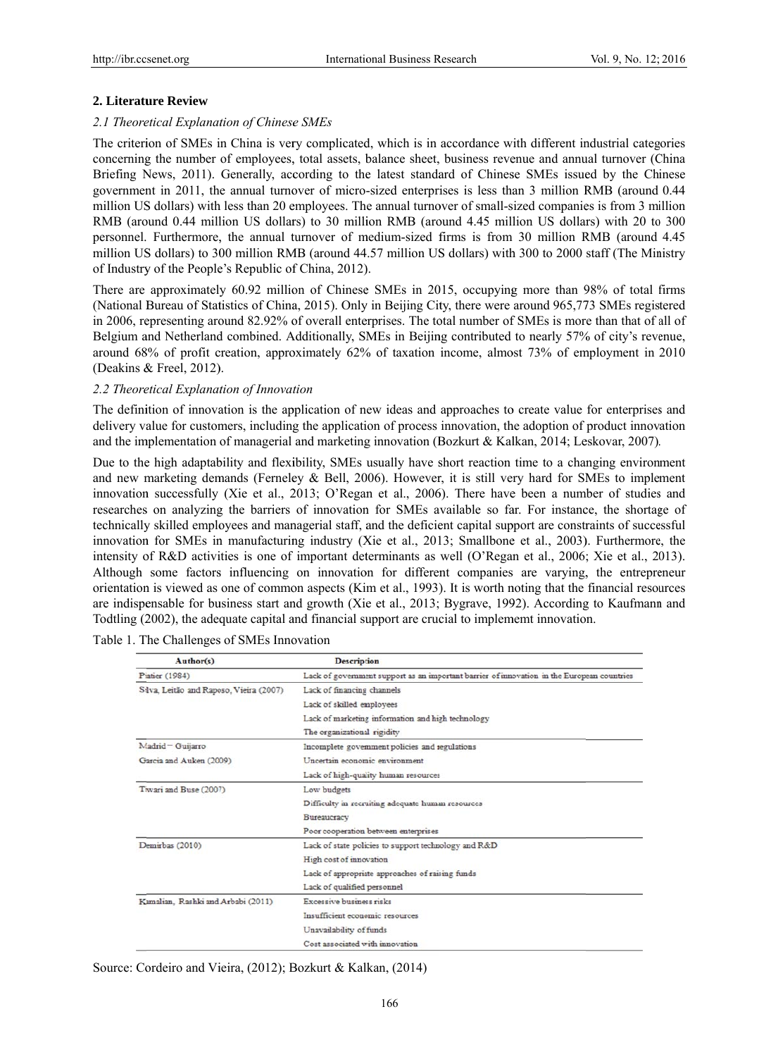## 2. Literature Review

### *2.1 Theoretical Explanation of Chinese SMEs*

The criterion of SMEs in China is very complicated, which is in accordance with different industrial categories concerning the number of employees, total assets, balance sheet, business revenue and annual turnover (China Briefing News, 2011). Generally, according to the latest standard of Chinese SMEs issued by the Chinese government in 2011, the annual turnover of micro-sized enterprises is less than 3 million RMB (around 0.44 million US dollars) with less than 20 employees. The annual turnover of small-sized companies is from 3 million RMB (around 0.44 million US dollars) to 30 million RMB (around 4.45 million US dollars) with 20 to 300 personnel. Furthermore, the annual turnover of medium-sized firms is from 30 million RMB (around 4.45 million US dollars) to 300 million RMB (around 44.57 million US dollars) with 300 to 2000 staff (The Ministry of Industry of the People's Republic of China, 2012).

There are approximately 60.92 million of Chinese SMEs in 2015, occupying more than 98% of total firms (National Bureau of Statistics of China, 2015). Only in Beijing City, there were around 965,773 SMEs registered in 2006, representing around 82.92% of overall enterprises. The total number of SMEs is more than that of all of Belgium and Netherland combined. Additionally, SMEs in Beijing contributed to nearly 57% of city's revenue, around 68% of profit creation, approximately 62% of taxation income, almost 73% of employment in 2010 (Deakins & Freel, 2012).

### *2.2 Theoretical Explanation of Innovation*

The definition of innovation is the application of new ideas and approaches to create value for enterprises and delivery value for customers, including the application of process innovation, the adoption of product innovation and the implementation of managerial and marketing innovation (Bozkurt & Kalkan, 2014; Leskovar, 2007).

Due to the high adaptability and flexibility, SMEs usually have short reaction time to a changing environment and new marketing demands (Ferneley & Bell, 2006). However, it is still very hard for SMEs to implement innovation successfully (Xie et al., 2013; O'Regan et al., 2006). There have been a number of studies and researches on analyzing the barriers of innovation for SMEs available so far. For instance, the shortage of technically skilled employees and managerial staff, and the deficient capital support are constraints of successful innovation for SMEs in manufacturing industry (Xie et al., 2013; Smallbone et al., 2003). Furthermore, the intensity of R&D activities is one of important determinants as well (O'Regan et al., 2006; Xie et al., 2013). Although some factors influencing on innovation for different companies are varying, the entrepreneur orientation is viewed as one of common aspects (Kim et al., 1993). It is worth noting that the financial resources are indispensable for business start and growth (Xie et al., 2013; Bygrave, 1992). According to Kaufmann and Todtling (2002), the adequate capital and financial support are crucial to implememt innovation.

Table 1. The Challenges of SMEs Innovation

| Author(s) | Description |
|---|---|
| Piatier (1984) | Lack of government support as an important barrier of innovation in the European countries |
| Silva, Leitão and Raposo, Vieira (2007) | Lack of financing channels |
| | Lack of skilled employees |
| | Lack of marketing information and high technology |
| | The organizational rigidity |
| Madrid－Guijarro | Incomplete government policies and regulations |
| Garcia and Auken (2009) | Uncertain economic environment |
| | Lack of high-quality human resources |
| Tiwari and Buse (2007) | Low budgets |
| | Difficulty in recruiting adequate human resources |
| | Bureaucracy |
| | Poor cooperation between enterprises |
| Demirbas (2010) | Lack of state policies to support technology and R&D |
| | High cost of innovation |
| | Lack of appropriate approaches of raising funds |
| | Lack of qualified personnel |
| Kamalian, Rashki and Arbabi (2011) | Excessive business risks |
| | Insufficient economic resources |
| | Unavailability of funds |
| | Cost associated with innovation |

Source: Cordeiro and Vieira, (2012); Bozkurt & Kalkan, (2014)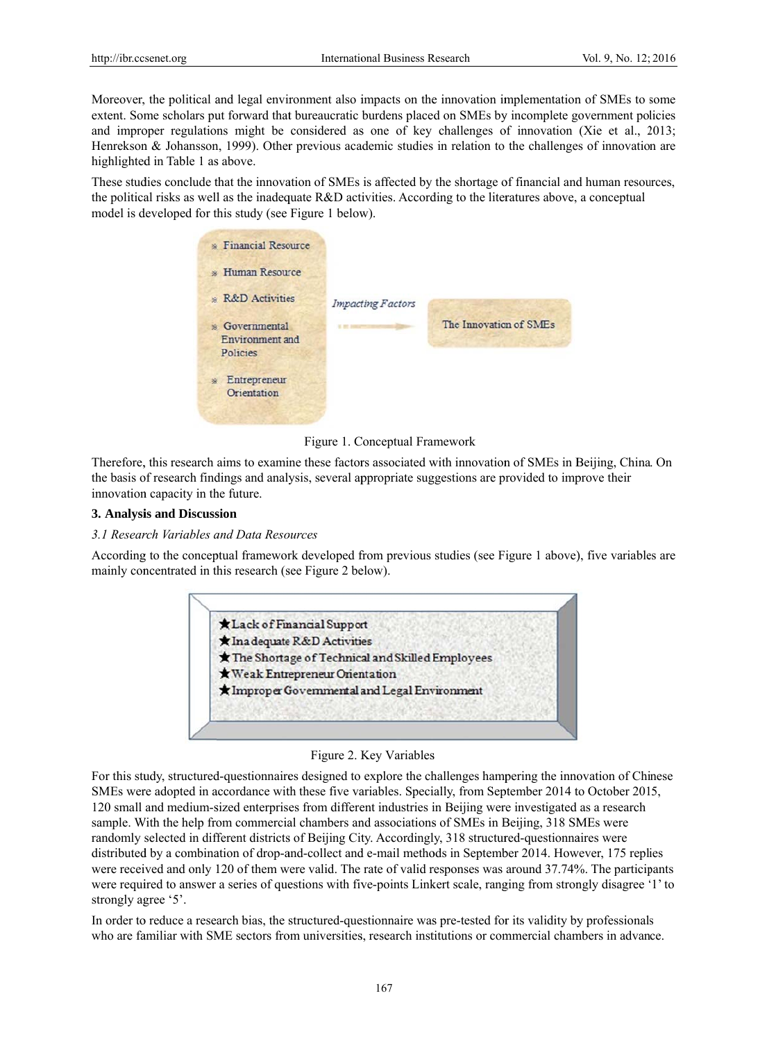Moreover, the political and legal environment also impacts on the innovation implementation of SMEs to some extent. Some scholars put forward that bureaucratic burdens placed on SMEs by incomplete government policies and improper regulations might be considered as one of key challenges of innovation (Xie et al., 2013; Henrekson & Johansson, 1999). Other previous academic studies in relation to the challenges of innovation are highlighted in Table 1 as above.

These studies conclude that the innovation of SMEs is affected by the shortage of financial and human resources, the political risks as well as the inadequate R&D activities. According to the literatures above, a conceptual model is developed for this study (see Figure 1 below).

- Financial Resource
- Human Resource
- R&D Activities
- Governmental Environment and Policies
- Entrepreneur Orientation

*Impacting Factors* → The Innovation of SMEs

Figure 1. Conceptual Framework

Therefore, this research aims to examine these factors associated with innovation of SMEs in Beijing, China. On the basis of research findings and analysis, several appropriate suggestions are provided to improve their innovation capacity in the future.

## 3. Analysis and Discussion

### *3.1 Research Variables and Data Resources*

According to the conceptual framework developed from previous studies (see Figure 1 above), five variables are mainly concentrated in this research (see Figure 2 below).

★Lack of Financial Support
★Inadequate R&D Activities
★The Shortage of Technical and Skilled Employees
★Weak Entrepreneur Orientation
★Improper Governmental and Legal Environment

Figure 2. Key Variables

For this study, structured-questionnaires designed to explore the challenges hampering the innovation of Chinese SMEs were adopted in accordance with these five variables. Specially, from September 2014 to October 2015, 120 small and medium-sized enterprises from different industries in Beijing were investigated as a research sample. With the help from commercial chambers and associations of SMEs in Beijing, 318 SMEs were randomly selected in different districts of Beijing City. Accordingly, 318 structured-questionnaires were distributed by a combination of drop-and-collect and e-mail methods in September 2014. However, 175 replies were received and only 120 of them were valid. The rate of valid responses was around 37.74%. The participants were required to answer a series of questions with five-points Linkert scale, ranging from strongly disagree '1' to strongly agree '5'.

In order to reduce a research bias, the structured-questionnaire was pre-tested for its validity by professionals who are familiar with SME sectors from universities, research institutions or commercial chambers in advance.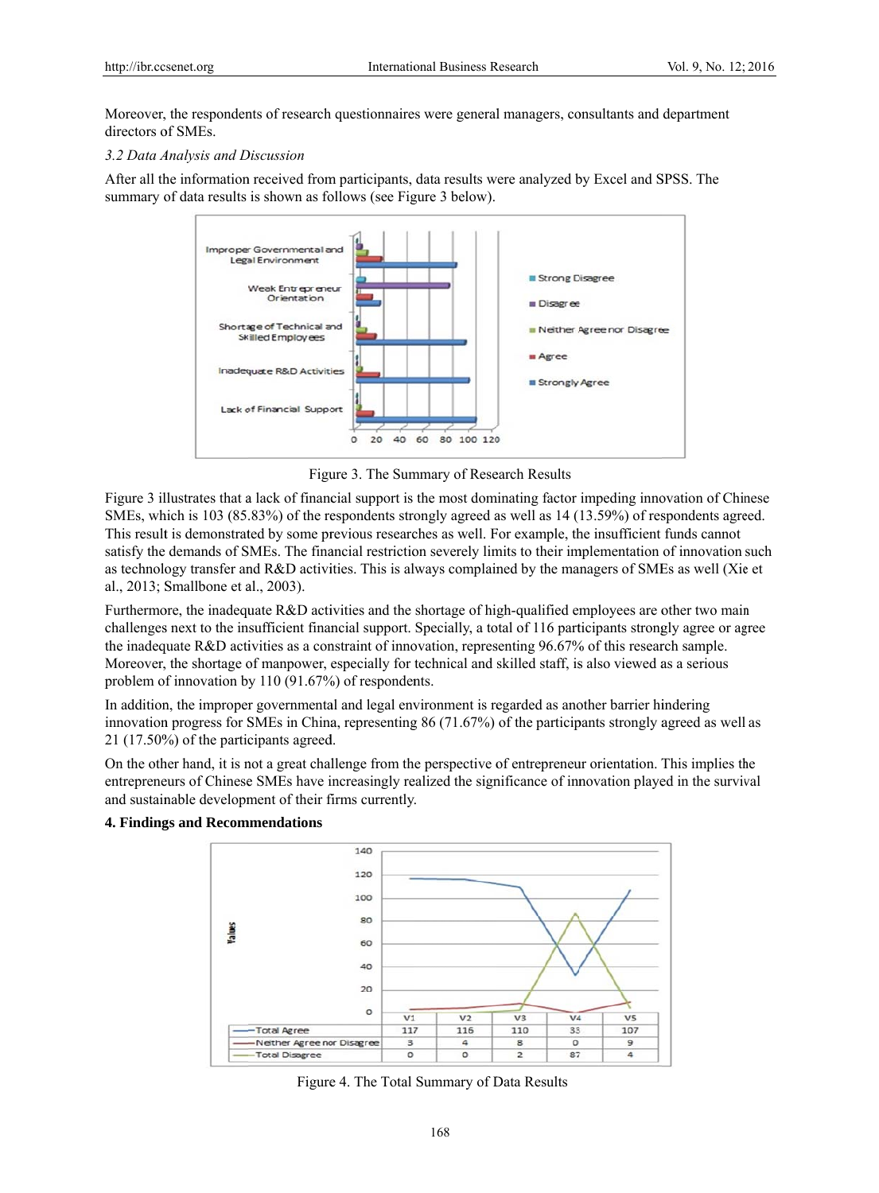Moreover, the respondents of research questionnaires were general managers, consultants and department directors of SMEs.

*3.2 Data Analysis and Discussion*

After all the information received from participants, data results were analyzed by Excel and SPSS. The summary of data results is shown as follows (see Figure 3 below).

Figure 3. The Summary of Research Results

Figure 3 illustrates that a lack of financial support is the most dominating factor impeding innovation of Chinese SMEs, which is 103 (85.83%) of the respondents strongly agreed as well as 14 (13.59%) of respondents agreed. This result is demonstrated by some previous researches as well. For example, the insufficient funds cannot satisfy the demands of SMEs. The financial restriction severely limits to their implementation of innovation such as technology transfer and R&D activities. This is always complained by the managers of SMEs as well (Xie et al., 2013; Smallbone et al., 2003).

Furthermore, the inadequate R&D activities and the shortage of high-qualified employees are other two main challenges next to the insufficient financial support. Specially, a total of 116 participants strongly agree or agree the inadequate R&D activities as a constraint of innovation, representing 96.67% of this research sample. Moreover, the shortage of manpower, especially for technical and skilled staff, is also viewed as a serious problem of innovation by 110 (91.67%) of respondents.

In addition, the improper governmental and legal environment is regarded as another barrier hindering innovation progress for SMEs in China, representing 86 (71.67%) of the participants strongly agreed as well as 21 (17.50%) of the participants agreed.

On the other hand, it is not a great challenge from the perspective of entrepreneur orientation. This implies the entrepreneurs of Chinese SMEs have increasingly realized the significance of innovation played in the survival and sustainable development of their firms currently.

## 4. Findings and Recommendations

| | V1 | V2 | V3 | V4 | V5 |
|---|---|---|---|---|---|
| Total Agree | 117 | 116 | 110 | 33 | 107 |
| Neither Agree nor Disagree | 3 | 4 | 8 | 0 | 9 |
| Total Disagree | 0 | 0 | 2 | 87 | 4 |

Figure 4. The Total Summary of Data Results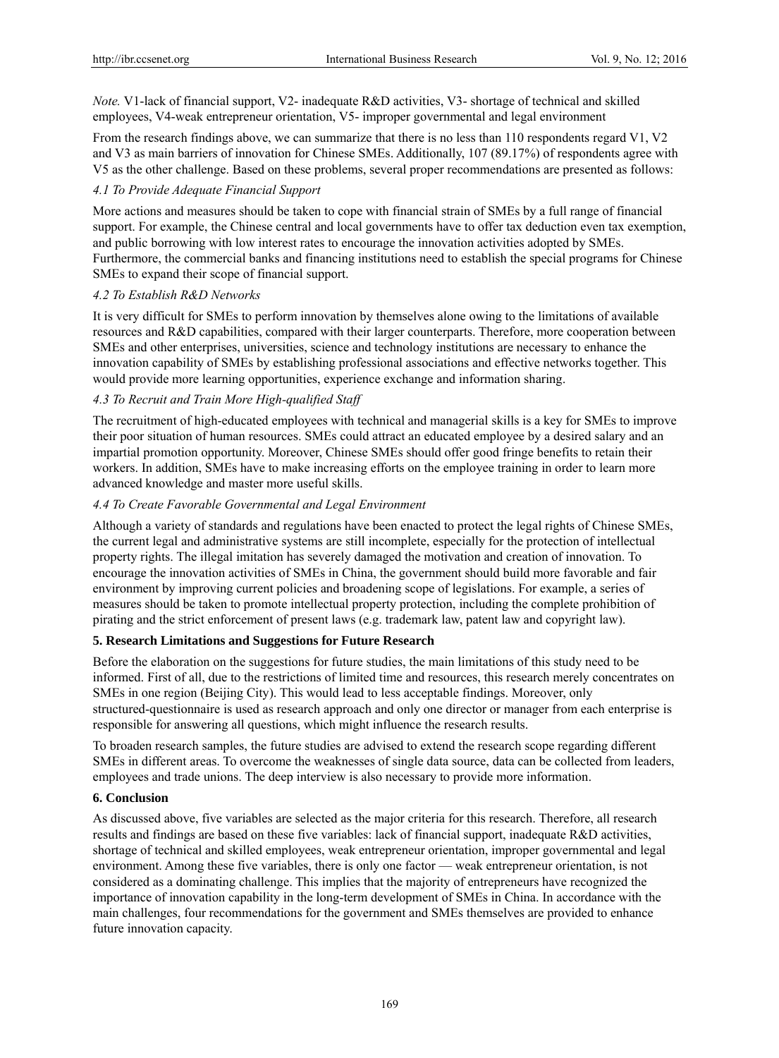*Note.* V1-lack of financial support, V2- inadequate R&D activities, V3- shortage of technical and skilled employees, V4-weak entrepreneur orientation, V5- improper governmental and legal environment

From the research findings above, we can summarize that there is no less than 110 respondents regard V1, V2 and V3 as main barriers of innovation for Chinese SMEs. Additionally, 107 (89.17%) of respondents agree with V5 as the other challenge. Based on these problems, several proper recommendations are presented as follows:

### *4.1 To Provide Adequate Financial Support*

More actions and measures should be taken to cope with financial strain of SMEs by a full range of financial support. For example, the Chinese central and local governments have to offer tax deduction even tax exemption, and public borrowing with low interest rates to encourage the innovation activities adopted by SMEs. Furthermore, the commercial banks and financing institutions need to establish the special programs for Chinese SMEs to expand their scope of financial support.

### *4.2 To Establish R&D Networks*

It is very difficult for SMEs to perform innovation by themselves alone owing to the limitations of available resources and R&D capabilities, compared with their larger counterparts. Therefore, more cooperation between SMEs and other enterprises, universities, science and technology institutions are necessary to enhance the innovation capability of SMEs by establishing professional associations and effective networks together. This would provide more learning opportunities, experience exchange and information sharing.

### *4.3 To Recruit and Train More High-qualified Staff*

The recruitment of high-educated employees with technical and managerial skills is a key for SMEs to improve their poor situation of human resources. SMEs could attract an educated employee by a desired salary and an impartial promotion opportunity. Moreover, Chinese SMEs should offer good fringe benefits to retain their workers. In addition, SMEs have to make increasing efforts on the employee training in order to learn more advanced knowledge and master more useful skills.

### *4.4 To Create Favorable Governmental and Legal Environment*

Although a variety of standards and regulations have been enacted to protect the legal rights of Chinese SMEs, the current legal and administrative systems are still incomplete, especially for the protection of intellectual property rights. The illegal imitation has severely damaged the motivation and creation of innovation. To encourage the innovation activities of SMEs in China, the government should build more favorable and fair environment by improving current policies and broadening scope of legislations. For example, a series of measures should be taken to promote intellectual property protection, including the complete prohibition of pirating and the strict enforcement of present laws (e.g. trademark law, patent law and copyright law).

## **5. Research Limitations and Suggestions for Future Research**

Before the elaboration on the suggestions for future studies, the main limitations of this study need to be informed. First of all, due to the restrictions of limited time and resources, this research merely concentrates on SMEs in one region (Beijing City). This would lead to less acceptable findings. Moreover, only structured-questionnaire is used as research approach and only one director or manager from each enterprise is responsible for answering all questions, which might influence the research results.

To broaden research samples, the future studies are advised to extend the research scope regarding different SMEs in different areas. To overcome the weaknesses of single data source, data can be collected from leaders, employees and trade unions. The deep interview is also necessary to provide more information.

## **6. Conclusion**

As discussed above, five variables are selected as the major criteria for this research. Therefore, all research results and findings are based on these five variables: lack of financial support, inadequate R&D activities, shortage of technical and skilled employees, weak entrepreneur orientation, improper governmental and legal environment. Among these five variables, there is only one factor — weak entrepreneur orientation, is not considered as a dominating challenge. This implies that the majority of entrepreneurs have recognized the importance of innovation capability in the long-term development of SMEs in China. In accordance with the main challenges, four recommendations for the government and SMEs themselves are provided to enhance future innovation capacity.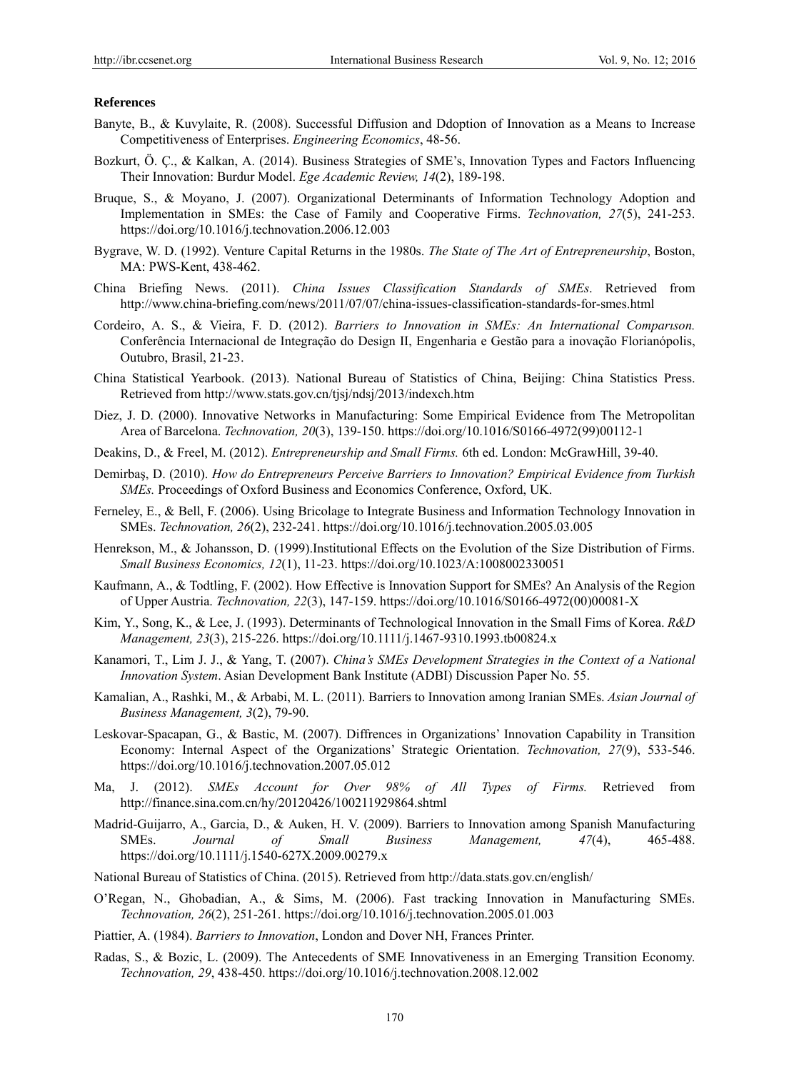**References**

Banyte, B., & Kuvylaite, R. (2008). Successful Diffusion and Ddoption of Innovation as a Means to Increase Competitiveness of Enterprises. *Engineering Economics*, 48-56.

Bozkurt, Ö. Ç., & Kalkan, A. (2014). Business Strategies of SME's, Innovation Types and Factors Influencing Their Innovation: Burdur Model. *Ege Academic Review, 14*(2), 189-198.

Bruque, S., & Moyano, J. (2007). Organizational Determinants of Information Technology Adoption and Implementation in SMEs: the Case of Family and Cooperative Firms. *Technovation, 27*(5), 241-253. https://doi.org/10.1016/j.technovation.2006.12.003

Bygrave, W. D. (1992). Venture Capital Returns in the 1980s. *The State of The Art of Entrepreneurship*, Boston, MA: PWS-Kent, 438-462.

China Briefing News. (2011). *China Issues Classification Standards of SMEs*. Retrieved from http://www.china-briefing.com/news/2011/07/07/china-issues-classification-standards-for-smes.html

Cordeiro, A. S., & Vieira, F. D. (2012). *Barriers to Innovation in SMEs: An International Comparıson.* Conferência Internacional de Integração do Design II, Engenharia e Gestão para a inovação Florianópolis, Outubro, Brasil, 21-23.

China Statistical Yearbook. (2013). National Bureau of Statistics of China, Beijing: China Statistics Press. Retrieved from http://www.stats.gov.cn/tjsj/ndsj/2013/indexch.htm

Diez, J. D. (2000). Innovative Networks in Manufacturing: Some Empirical Evidence from The Metropolitan Area of Barcelona. *Technovation, 20*(3), 139-150. https://doi.org/10.1016/S0166-4972(99)00112-1

Deakins, D., & Freel, M. (2012). *Entrepreneurship and Small Firms.* 6th ed. London: McGrawHill, 39-40.

Demirbaş, D. (2010). *How do Entrepreneurs Perceive Barriers to Innovation? Empirical Evidence from Turkish SMEs.* Proceedings of Oxford Business and Economics Conference, Oxford, UK.

Ferneley, E., & Bell, F. (2006). Using Bricolage to Integrate Business and Information Technology Innovation in SMEs. *Technovation, 26*(2), 232-241. https://doi.org/10.1016/j.technovation.2005.03.005

Henrekson, M., & Johansson, D. (1999).Institutional Effects on the Evolution of the Size Distribution of Firms. *Small Business Economics, 12*(1), 11-23. https://doi.org/10.1023/A:1008002330051

Kaufmann, A., & Todtling, F. (2002). How Effective is Innovation Support for SMEs? An Analysis of the Region of Upper Austria. *Technovation, 22*(3), 147-159. https://doi.org/10.1016/S0166-4972(00)00081-X

Kim, Y., Song, K., & Lee, J. (1993). Determinants of Technological Innovation in the Small Fims of Korea. *R&D Management, 23*(3), 215-226. https://doi.org/10.1111/j.1467-9310.1993.tb00824.x

Kanamori, T., Lim J. J., & Yang, T. (2007). *China's SMEs Development Strategies in the Context of a National Innovation System*. Asian Development Bank Institute (ADBI) Discussion Paper No. 55.

Kamalian, A., Rashki, M., & Arbabi, M. L. (2011). Barriers to Innovation among Iranian SMEs. *Asian Journal of Business Management, 3*(2), 79-90.

Leskovar-Spacapan, G., & Bastic, M. (2007). Diffrences in Organizations' Innovation Capability in Transition Economy: Internal Aspect of the Organizations' Strategic Orientation. *Technovation, 27*(9), 533-546. https://doi.org/10.1016/j.technovation.2007.05.012

Ma, J. (2012). *SMEs Account for Over 98% of All Types of Firms.* Retrieved from http://finance.sina.com.cn/hy/20120426/100211929864.shtml

Madrid-Guijarro, A., Garcia, D., & Auken, H. V. (2009). Barriers to Innovation among Spanish Manufacturing SMEs. *Journal of Small Business Management, 47*(4), 465-488. https://doi.org/10.1111/j.1540-627X.2009.00279.x

National Bureau of Statistics of China. (2015). Retrieved from http://data.stats.gov.cn/english/

O'Regan, N., Ghobadian, A., & Sims, M. (2006). Fast tracking Innovation in Manufacturing SMEs. *Technovation, 26*(2), 251-261. https://doi.org/10.1016/j.technovation.2005.01.003

Piattier, A. (1984). *Barriers to Innovation*, London and Dover NH, Frances Printer.

Radas, S., & Bozic, L. (2009). The Antecedents of SME Innovativeness in an Emerging Transition Economy. *Technovation, 29*, 438-450. https://doi.org/10.1016/j.technovation.2008.12.002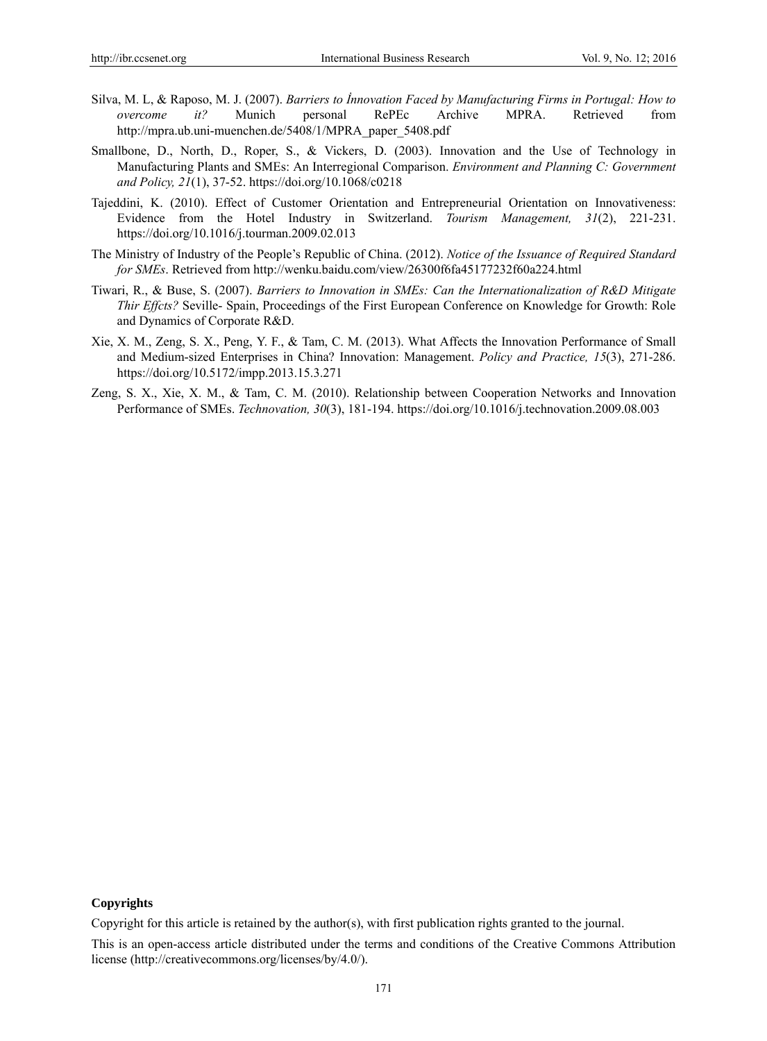Silva, M. L, & Raposo, M. J. (2007). *Barriers to İnnovation Faced by Manufacturing Firms in Portugal: How to overcome it?* Munich personal RePEc Archive MPRA. Retrieved from http://mpra.ub.uni-muenchen.de/5408/1/MPRA_paper_5408.pdf

Smallbone, D., North, D., Roper, S., & Vickers, D. (2003). Innovation and the Use of Technology in Manufacturing Plants and SMEs: An Interregional Comparison. *Environment and Planning C: Government and Policy, 21*(1), 37-52. https://doi.org/10.1068/c0218

Tajeddini, K. (2010). Effect of Customer Orientation and Entrepreneurial Orientation on Innovativeness: Evidence from the Hotel Industry in Switzerland. *Tourism Management, 31*(2), 221-231. https://doi.org/10.1016/j.tourman.2009.02.013

The Ministry of Industry of the People's Republic of China. (2012). *Notice of the Issuance of Required Standard for SMEs*. Retrieved from http://wenku.baidu.com/view/26300f6fa45177232f60a224.html

Tiwari, R., & Buse, S. (2007). *Barriers to Innovation in SMEs: Can the Internationalization of R&D Mitigate Thir Effcts?* Seville- Spain, Proceedings of the First European Conference on Knowledge for Growth: Role and Dynamics of Corporate R&D.

Xie, X. M., Zeng, S. X., Peng, Y. F., & Tam, C. M. (2013). What Affects the Innovation Performance of Small and Medium-sized Enterprises in China? Innovation: Management. *Policy and Practice, 15*(3), 271-286. https://doi.org/10.5172/impp.2013.15.3.271

Zeng, S. X., Xie, X. M., & Tam, C. M. (2010). Relationship between Cooperation Networks and Innovation Performance of SMEs. *Technovation, 30*(3), 181-194. https://doi.org/10.1016/j.technovation.2009.08.003

**Copyrights**

Copyright for this article is retained by the author(s), with first publication rights granted to the journal.

This is an open-access article distributed under the terms and conditions of the Creative Commons Attribution license (http://creativecommons.org/licenses/by/4.0/).